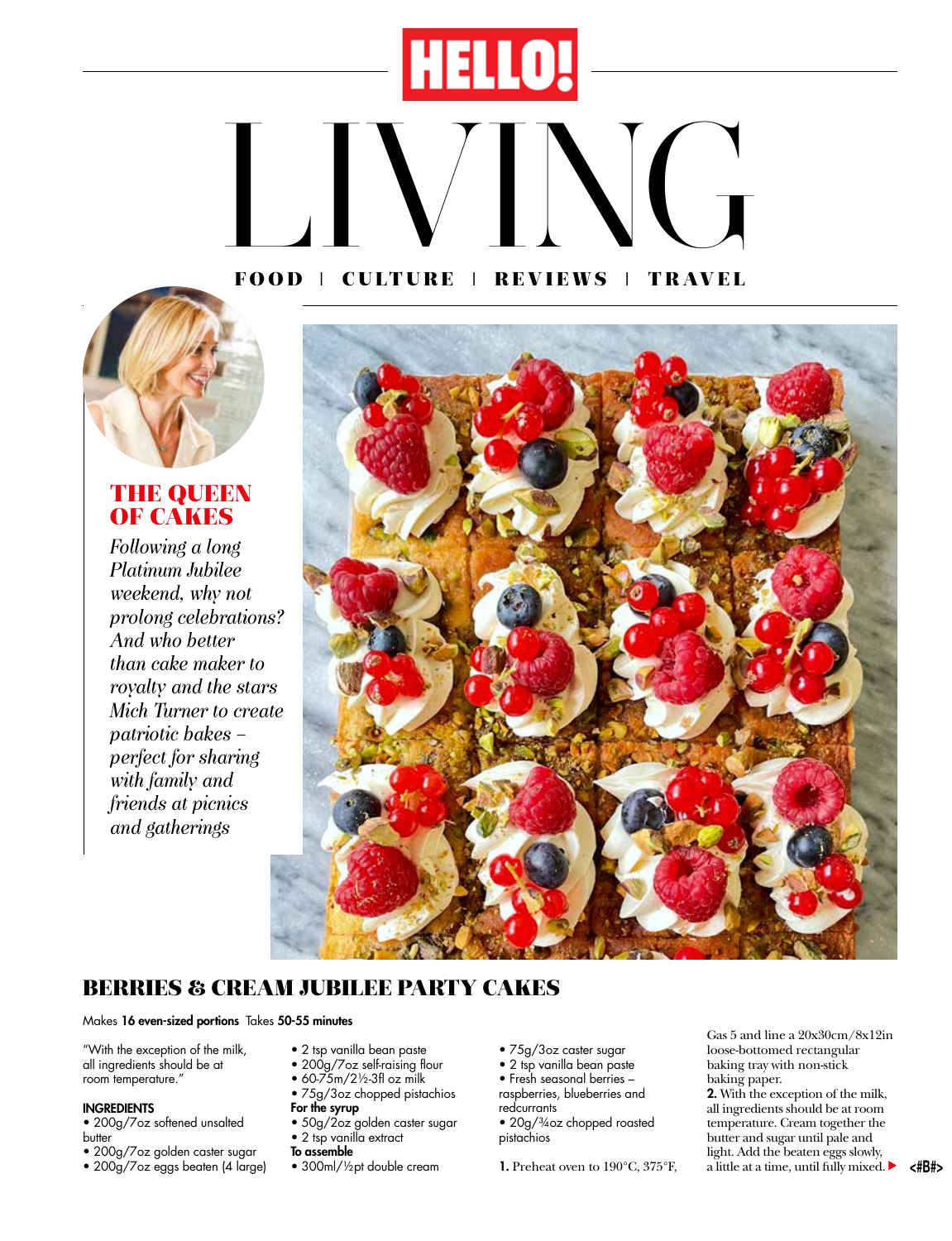# HELLO! LIVING

FOOD | CULTURE | REVIEWS | TRAVEL

## THE QUEEN OF CAKES

*Following a long Platinum Jubilee weekend, why not prolong celebrations? And who better than cake maker to royalty and the stars Mich Turner to create patriotic bakes – perfect for sharing with family and friends at picnics and gatherings*

## BERRIES & CREAM JUBILEE PARTY CAKES

Makes **16 even-sized portions** Takes **50-55 minutes**

"With the exception of the milk, all ingredients should be at room temperature."

**INGREDIENTS**

- 200g/7oz softened unsalted butter
- 200g/7oz golden caster sugar
- 200g/7oz eggs beaten (4 large)
- 2 tsp vanilla bean paste
- 200g/7oz self-raising flour
- 60-75m/2½-3fl oz milk
- 75g/3oz chopped pistachios

**For the syrup**

- 50g/2oz golden caster sugar
- 2 tsp vanilla extract

**To assemble**

- 300ml/½pt double cream
- 75g/3oz caster sugar
- 2 tsp vanilla bean paste
- Fresh seasonal berries – raspberries, blueberries and redcurrants
- 20g/¾oz chopped roasted pistachios

**1.** Preheat oven to 190°C, 375°F, Gas 5 and line a 20x30cm/8x12in loose-bottomed rectangular baking tray with non-stick baking paper.

**2.** With the exception of the milk, all ingredients should be at room temperature. Cream together the butter and sugar until pale and light. Add the beaten eggs slowly, a little at a time, until fully mixed. ▶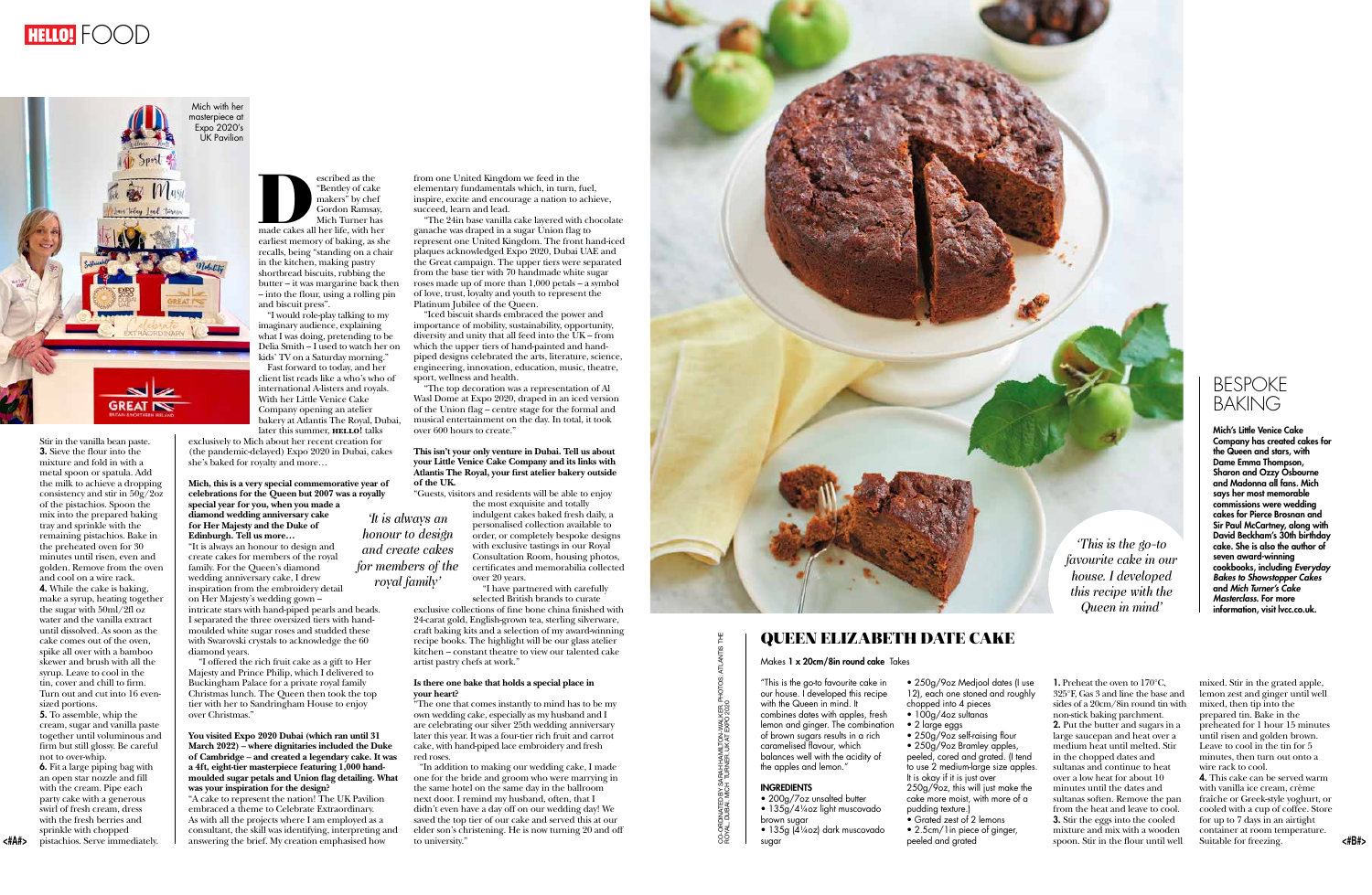Mich with her masterpiece at Expo 2020's UK Pavilion

Stir in the vanilla bean paste.
3. Sieve the flour into the mixture and fold in with a metal spoon or spatula. Add the milk to achieve a dropping consistency and stir in 50g/2oz of the pistachios. Spoon the mix into the prepared baking tray and sprinkle with the remaining pistachios. Bake in the preheated oven for 30 minutes until risen, even and golden. Remove from the oven and cool on a wire rack.
4. While the cake is baking, make a syrup, heating together the sugar with 50ml/2fl oz water and the vanilla extract until dissolved. As soon as the cake comes out of the oven, spike all over with a bamboo skewer and brush with all the syrup. Leave to cool in the tin, cover and chill to firm. Turn out and cut into 16 even-sized portions.
5. To assemble, whip the cream, sugar and vanilla paste together until voluminous and firm but still glossy. Be careful not to over-whip.
6. Fit a large piping bag with an open star nozzle and fill with the cream. Pipe each party cake with a generous swirl of fresh cream, dress with the fresh berries and sprinkle with chopped pistachios. Serve immediately.

Described as the "Bentley of cake makers" by chef Gordon Ramsay, Mich Turner has made cakes all her life, with her earliest memory of baking, as she recalls, being "standing on a chair in the kitchen, making pastry shortbread biscuits, rubbing the butter – it was margarine back then – into the flour, using a rolling pin and biscuit press".

"I would role-play talking to my imaginary audience, explaining what I was doing, pretending to be Delia Smith – I used to watch her on kids' TV on a Saturday morning."

Fast forward to today, and her client list reads like a who's who of international A-listers and royals. With her Little Venice Cake Company opening an atelier bakery at Atlantis The Royal, Dubai, later this summer, **HELLO!** talks exclusively to Mich about her recent creation for (the pandemic-delayed) Expo 2020 in Dubai, cakes she's baked for royalty and more…

**Mich, this is a very special commemorative year of celebrations for the Queen but 2007 was a royally special year for you, when you made a diamond wedding anniversary cake for Her Majesty and the Duke of Edinburgh. Tell us more…**

"It is always an honour to design and create cakes for members of the royal family. For the Queen's diamond wedding anniversary cake, I drew inspiration from the embroidery detail on Her Majesty's wedding gown – intricate stars with hand-piped pearls and beads. I separated the three oversized tiers with hand-moulded white sugar roses and studded these with Swarovski crystals to acknowledge the 60 diamond years.

"I offered the rich fruit cake as a gift to Her Majesty and Prince Philip, which I delivered to Buckingham Palace for a private royal family Christmas lunch. The Queen then took the top tier with her to Sandringham House to enjoy over Christmas."

*'It is always an honour to design and create cakes for members of the royal family'*

**You visited Expo 2020 Dubai (which ran until 31 March 2022) – where dignitaries included the Duke of Cambridge – and created a legendary cake. It was a 4ft, eight-tier masterpiece featuring 1,000 hand-moulded sugar petals and Union flag detailing. What was your inspiration for the design?**

"A cake to represent the nation! The UK Pavilion embraced a theme to Celebrate Extraordinary. As with all the projects where I am employed as a consultant, the skill was identifying, interpreting and answering the brief. My creation emphasised how from one United Kingdom we feed in the elementary fundamentals which, in turn, fuel, inspire, excite and encourage a nation to achieve, succeed, learn and lead.

"The 24in base vanilla cake layered with chocolate ganache was draped in a sugar Union flag to represent one United Kingdom. The front hand-iced plaques acknowledged Expo 2020, Dubai UAE and the Great campaign. The upper tiers were separated from the base tier with 70 handmade white sugar roses made up of more than 1,000 petals – a symbol of love, trust, loyalty and youth to represent the Platinum Jubilee of the Queen.

"Iced biscuit shards embraced the power and importance of mobility, sustainability, opportunity, diversity and unity that all feed into the UK – from which the upper tiers of hand-painted and hand-piped designs celebrated the arts, literature, science, engineering, innovation, education, music, theatre, sport, wellness and health.

"The top decoration was a representation of Al Wasl Dome at Expo 2020, draped in an iced version of the Union flag – centre stage for the formal and musical entertainment on the day. In total, it took over 600 hours to create."

**This isn't your only venture in Dubai. Tell us about your Little Venice Cake Company and its links with Atlantis The Royal, your first atelier bakery outside of the UK.**

"Guests, visitors and residents will be able to enjoy the most exquisite and totally indulgent cakes baked fresh daily, a personalised collection available to order, or completely bespoke designs with exclusive tastings in our Royal Consultation Room, housing photos, certificates and memorabilia collected over 20 years.

"I have partnered with carefully selected British brands to curate exclusive collections of fine bone china finished with 24-carat gold, English-grown tea, sterling silverware, craft baking kits and a selection of my award-winning recipe books. The highlight will be our glass atelier kitchen – constant theatre to view our talented cake artist pastry chefs at work."

**Is there one bake that holds a special place in your heart?**

"The one that comes instantly to mind has to be my own wedding cake, especially as my husband and I are celebrating our silver 25th wedding anniversary later this year. It was a four-tier rich fruit and carrot cake, with hand-piped lace embroidery and fresh red roses.

"In addition to making our wedding cake, I made one for the bride and groom who were marrying in the same hotel on the same day in the ballroom next door. I remind my husband, often, that I didn't even have a day off on our wedding day! We saved the top tier of our cake and served this at our elder son's christening. He is now turning 20 and off to university."

*'This is the go-to favourite cake in our house. I developed this recipe with the Queen in mind'*

## BESPOKE BAKING

**Mich's Little Venice Cake Company has created cakes for the Queen and stars, with Dame Emma Thompson, Sharon and Ozzy Osbourne and Madonna all fans. Mich says her most memorable commissions were wedding cakes for Pierce Brosnan and Sir Paul McCartney, along with David Beckham's 30th birthday cake. She is also the author of seven award-winning cookbooks, including *Everyday Bakes to Showstopper Cakes* and *Mich Turner's Cake Masterclass*. For more information, visit lvcc.co.uk.**

CO-ORDINATED BY SARAH HAMILTON-WALKER. PHOTOS: ATLANTIS THE ROYAL, DUBAI; MICH TURNER; UK AT EXPO 2020

## QUEEN ELIZABETH DATE CAKE

Makes **1 x 20cm/8in round cake** Takes

"This is the go-to favourite cake in our house. I developed this recipe with the Queen in mind. It combines dates with apples, fresh lemon and ginger. The combination of brown sugars results in a rich caramelised flavour, which balances well with the acidity of the apples and lemon."

**INGREDIENTS**
- 200g/7oz unsalted butter
- 135g/4¾oz light muscovado brown sugar
- 135g (4¾oz) dark muscovado sugar
- 250g/9oz Medjool dates (I use 12), each one stoned and roughly chopped into 4 pieces
- 100g/4oz sultanas
- 2 large eggs
- 250g/9oz self-raising flour
- 250g/9oz Bramley apples, peeled, cored and grated. (I tend to use 2 medium-large size apples. It is okay if it is just over 250g/9oz, this will just make the cake more moist, with more of a pudding texture.)
- Grated zest of 2 lemons
- 2.5cm/1in piece of ginger, peeled and grated

1. Preheat the oven to 170°C, 325°F, Gas 3 and line the base and sides of a 20cm/8in round tin with non-stick baking parchment.
2. Put the butter and sugars in a large saucepan and heat over a medium heat until melted. Stir in the chopped dates and sultanas and continue to heat over a low heat for about 10 minutes until the dates and sultanas soften. Remove the pan from the heat and leave to cool.
3. Stir the eggs into the cooled mixture and mix with a wooden spoon. Stir in the flour until well mixed. Stir in the grated apple, lemon zest and ginger until well mixed, then tip into the prepared tin. Bake in the preheated oven for 1 hour 15 minutes until risen and golden brown. Leave to cool in the tin for 5 minutes, then turn out onto a wire rack to cool.
4. This cake can be served warm with vanilla ice cream, crème fraîche or Greek-style yoghurt, or cooled with a cup of coffee. Store for up to 7 days in an airtight container at room temperature. Suitable for freezing.